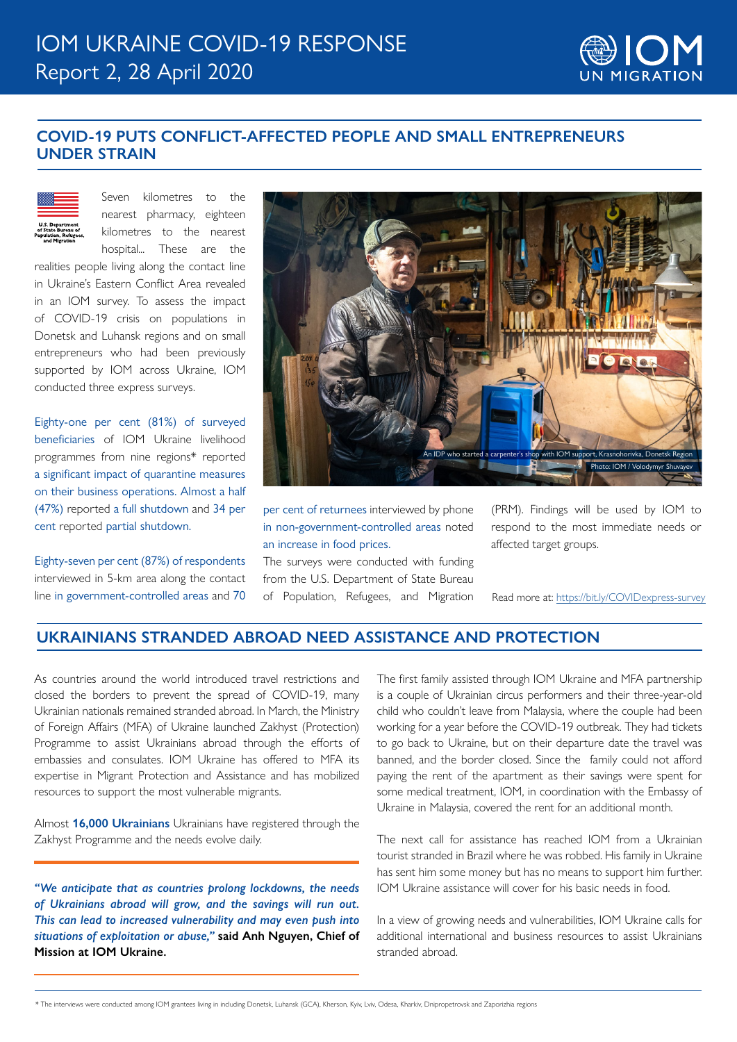# IOM UKRAINE COVID-19 RESPONSE
Report 2, 28 April 2020

## COVID-19 PUTS CONFLICT-AFFECTED PEOPLE AND SMALL ENTREPRENEURS UNDER STRAIN

U.S. Department of State Bureau of Population, Refugees, and Migration

Seven kilometres to the nearest pharmacy, eighteen kilometres to the nearest hospital... These are the realities people living along the contact line in Ukraine's Eastern Conflict Area revealed in an IOM survey. To assess the impact of COVID-19 crisis on populations in Donetsk and Luhansk regions and on small entrepreneurs who had been previously supported by IOM across Ukraine, IOM conducted three express surveys.

Eighty-one per cent (81%) of surveyed beneficiaries of IOM Ukraine livelihood programmes from nine regions* reported a significant impact of quarantine measures on their business operations. Almost a half (47%) reported a full shutdown and 34 per cent reported partial shutdown.

Eighty-seven per cent (87%) of respondents interviewed in 5-km area along the contact line in government-controlled areas and 70 per cent of returnees interviewed by phone in non-government-controlled areas noted an increase in food prices.

The surveys were conducted with funding from the U.S. Department of State Bureau of Population, Refugees, and Migration (PRM). Findings will be used by IOM to respond to the most immediate needs or affected target groups.

An IDP who started a carpenter's shop with IOM support, Krasnohorivka, Donetsk Region
Photo: IOM / Volodymyr Shuvayev

Read more at: https://bit.ly/COVIDexpress-survey

## UKRAINIANS STRANDED ABROAD NEED ASSISTANCE AND PROTECTION

As countries around the world introduced travel restrictions and closed the borders to prevent the spread of COVID-19, many Ukrainian nationals remained stranded abroad. In March, the Ministry of Foreign Affairs (MFA) of Ukraine launched Zakhyst (Protection) Programme to assist Ukrainians abroad through the efforts of embassies and consulates. IOM Ukraine has offered to MFA its expertise in Migrant Protection and Assistance and has mobilized resources to support the most vulnerable migrants.

Almost **16,000 Ukrainians** Ukrainians have registered through the Zakhyst Programme and the needs evolve daily.

***"We anticipate that as countries prolong lockdowns, the needs of Ukrainians abroad will grow, and the savings will run out. This can lead to increased vulnerability and may even push into situations of exploitation or abuse,"*** **said Anh Nguyen, Chief of Mission at IOM Ukraine.**

The first family assisted through IOM Ukraine and MFA partnership is a couple of Ukrainian circus performers and their three-year-old child who couldn't leave from Malaysia, where the couple had been working for a year before the COVID-19 outbreak. They had tickets to go back to Ukraine, but on their departure date the travel was banned, and the border closed. Since the family could not afford paying the rent of the apartment as their savings were spent for some medical treatment, IOM, in coordination with the Embassy of Ukraine in Malaysia, covered the rent for an additional month.

The next call for assistance has reached IOM from a Ukrainian tourist stranded in Brazil where he was robbed. His family in Ukraine has sent him some money but has no means to support him further. IOM Ukraine assistance will cover for his basic needs in food.

In a view of growing needs and vulnerabilities, IOM Ukraine calls for additional international and business resources to assist Ukrainians stranded abroad.

\* The interviews were conducted among IOM grantees living in including Donetsk, Luhansk (GCA), Kherson, Kyiv, Lviv, Odesa, Kharkiv, Dnipropetrovsk and Zaporizhia regions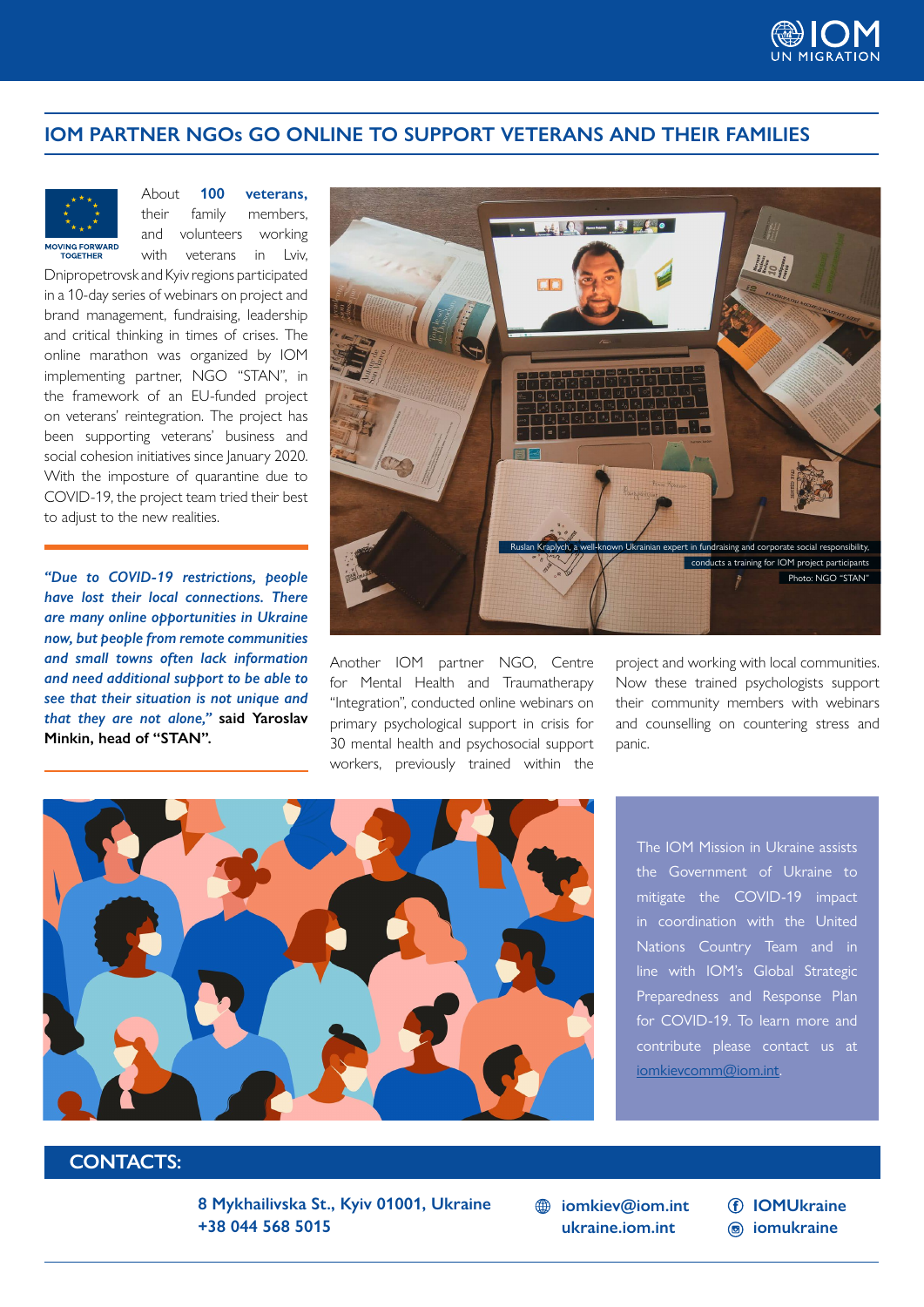## IOM PARTNER NGOs GO ONLINE TO SUPPORT VETERANS AND THEIR FAMILIES

MOVING FORWARD TOGETHER

About **100 veterans,** their family members, and volunteers working with veterans in Lviv, Dnipropetrovsk and Kyiv regions participated in a 10-day series of webinars on project and brand management, fundraising, leadership and critical thinking in times of crises. The online marathon was organized by IOM implementing partner, NGO "STAN", in the framework of an EU-funded project on veterans' reintegration. The project has been supporting veterans' business and social cohesion initiatives since January 2020. With the imposture of quarantine due to COVID-19, the project team tried their best to adjust to the new realities.

***"Due to COVID-19 restrictions, people have lost their local connections. There are many online opportunities in Ukraine now, but people from remote communities and small towns often lack information and need additional support to be able to see that their situation is not unique and that they are not alone,"*** **said Yaroslav Minkin, head of "STAN".**

Ruslan Kraplych, a well-known Ukrainian expert in fundraising and corporate social responsibility, conducts a training for IOM project participants
Photo: NGO "STAN"

Another IOM partner NGO, Centre for Mental Health and Traumatherapy "Integration", conducted online webinars on primary psychological support in crisis for 30 mental health and psychosocial support workers, previously trained within the project and working with local communities. Now these trained psychologists support their community members with webinars and counselling on countering stress and panic.

The IOM Mission in Ukraine assists the Government of Ukraine to mitigate the COVID-19 impact in coordination with the United Nations Country Team and in line with IOM's Global Strategic Preparedness and Response Plan for COVID-19. To learn more and contribute please contact us at iomkievcomm@iom.int.

## CONTACTS:

**8 Mykhailivska St., Kyiv 01001, Ukraine**
**+38 044 568 5015**

**iomkiev@iom.int**
**ukraine.iom.int**

**IOMUkraine**
**iomukraine**